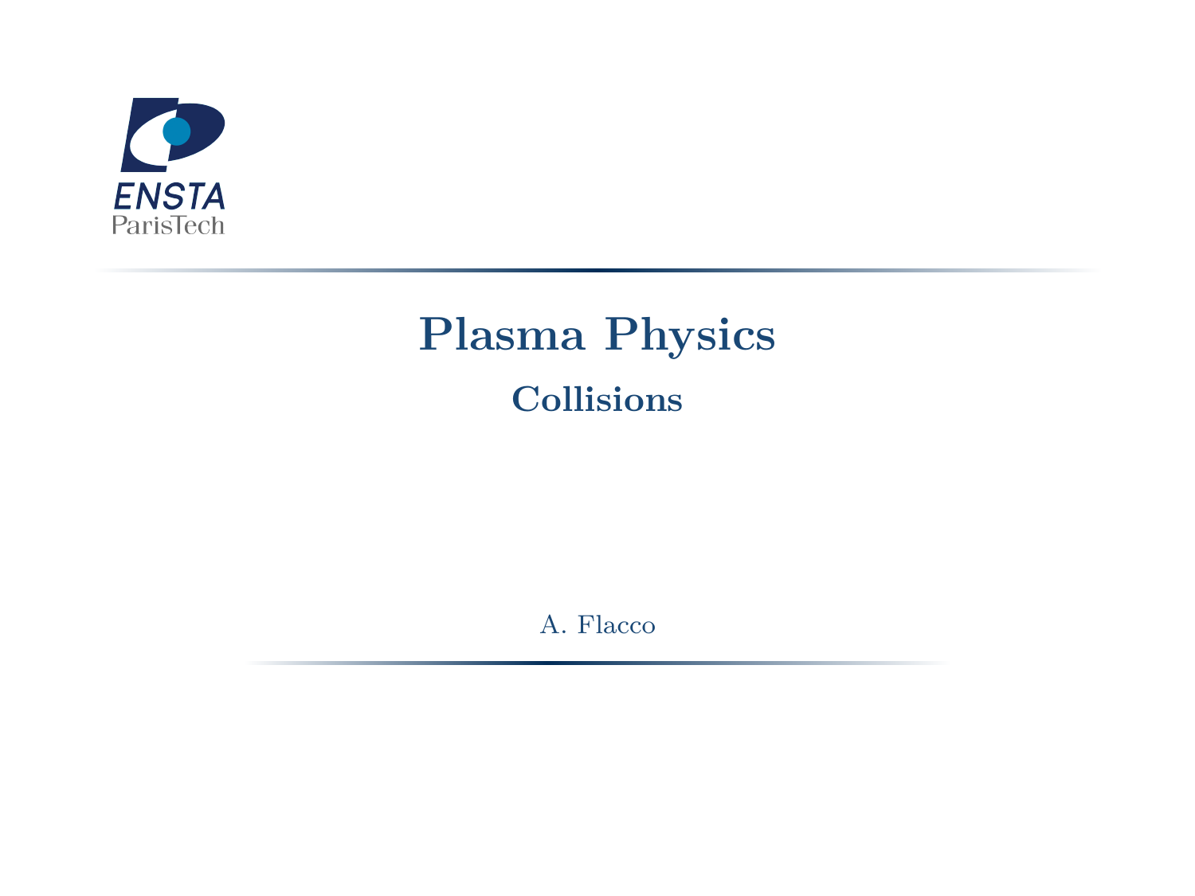ENSTA ParisTech

# Plasma Physics

## Collisions

A. Flacco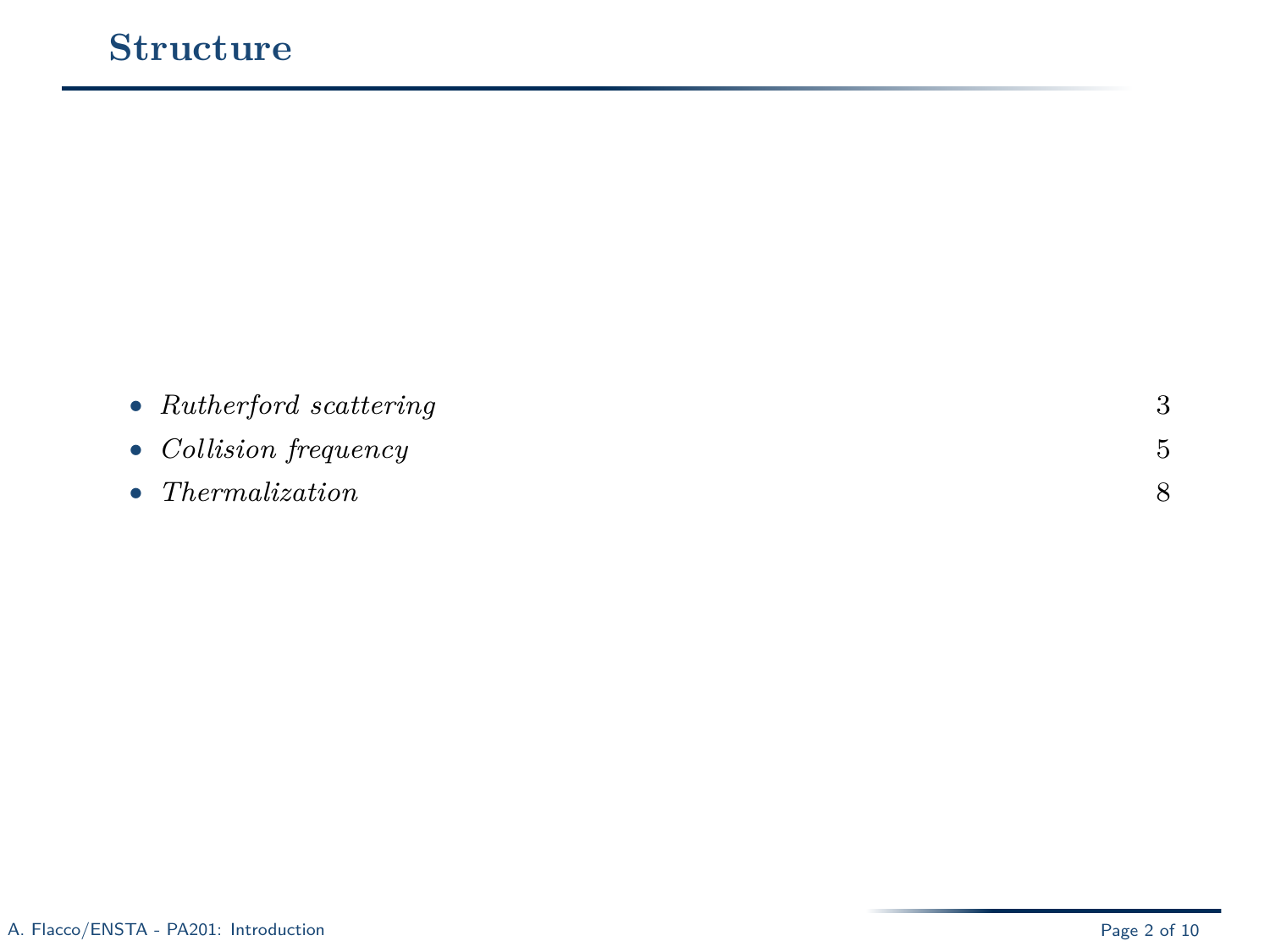# Structure

- *Rutherford scattering* 3
- *Collision frequency* 5
- *Thermalization* 8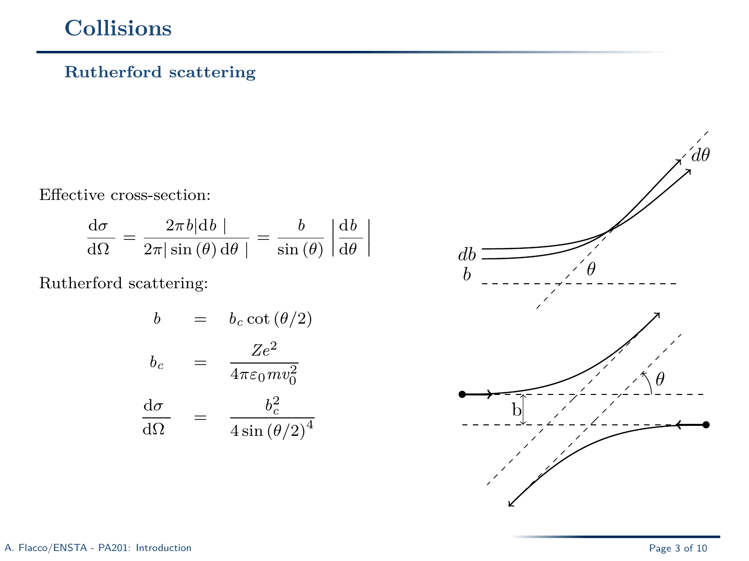# Collisions

## Rutherford scattering

Effective cross-section:

$$\frac{\mathrm{d}\sigma}{\mathrm{d}\Omega} = \frac{2\pi b|\mathrm{d}b\,|}{2\pi|\sin(\theta)\,\mathrm{d}\theta\,|} = \frac{b}{\sin(\theta)}\left|\frac{\mathrm{d}b}{\mathrm{d}\theta}\right|$$

Rutherford scattering:

$$b = b_c \cot(\theta/2)$$

$$b_c = \frac{Ze^2}{4\pi\varepsilon_0 m v_0^2}$$

$$\frac{\mathrm{d}\sigma}{\mathrm{d}\Omega} = \frac{b_c^2}{4\sin(\theta/2)^4}$$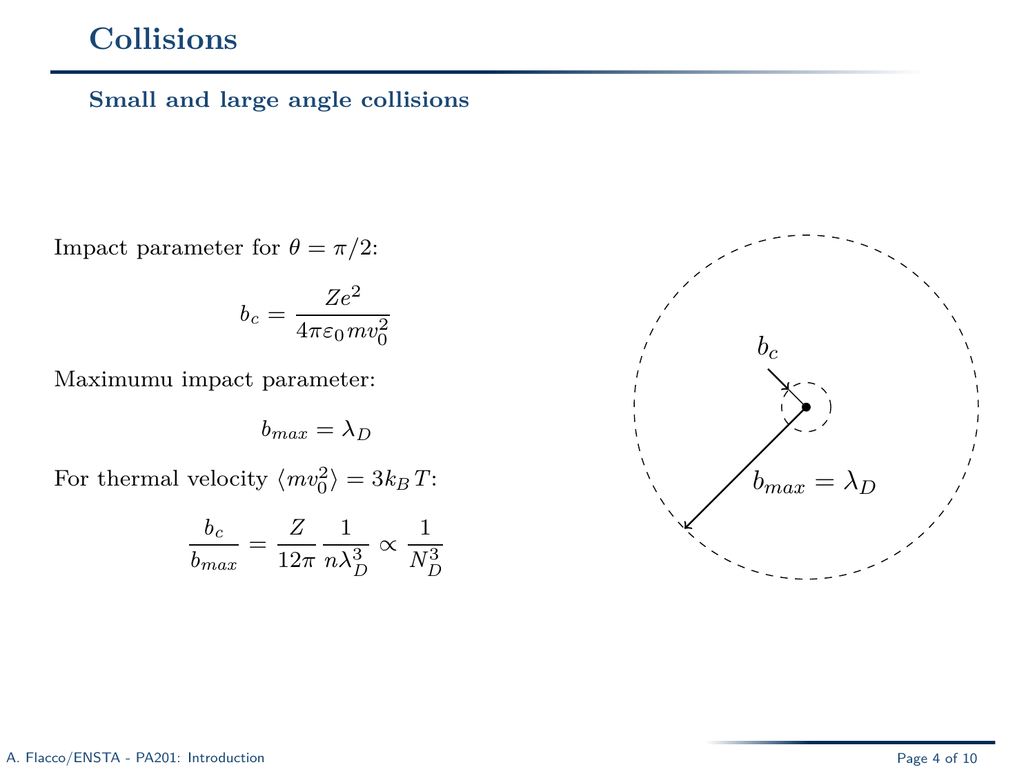# Collisions

### Small and large angle collisions

Impact parameter for $\theta = \pi/2$:

$$b_c = \frac{Ze^2}{4\pi\varepsilon_0 m v_0^2}$$

Maximumu impact parameter:

$$b_{max} = \lambda_D$$

For thermal velocity $\langle m v_0^2 \rangle = 3 k_B T$:

$$\frac{b_c}{b_{max}} = \frac{Z}{12\pi} \frac{1}{n\lambda_D^3} \propto \frac{1}{N_D^3}$$

$b_c$

$b_{max} = \lambda_D$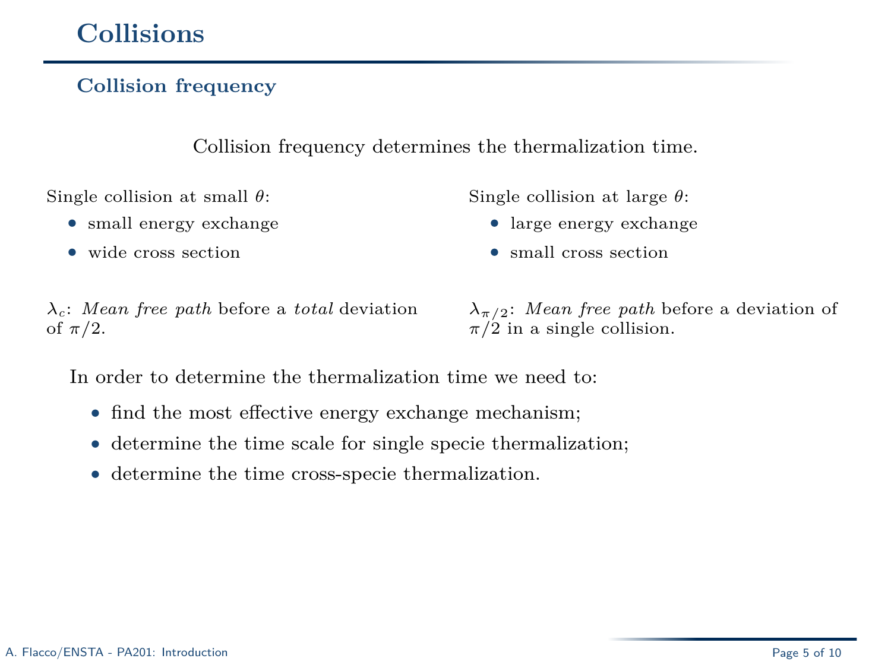# Collisions

## Collision frequency

Collision frequency determines the thermalization time.

Single collision at small $\theta$:

- small energy exchange
- wide cross section

$\lambda_c$: *Mean free path* before a *total* deviation of $\pi/2$.

Single collision at large $\theta$:

- large energy exchange
- small cross section

$\lambda_{\pi/2}$: *Mean free path* before a deviation of $\pi/2$ in a single collision.

In order to determine the thermalization time we need to:

- find the most effective energy exchange mechanism;
- determine the time scale for single specie thermalization;
- determine the time cross-specie thermalization.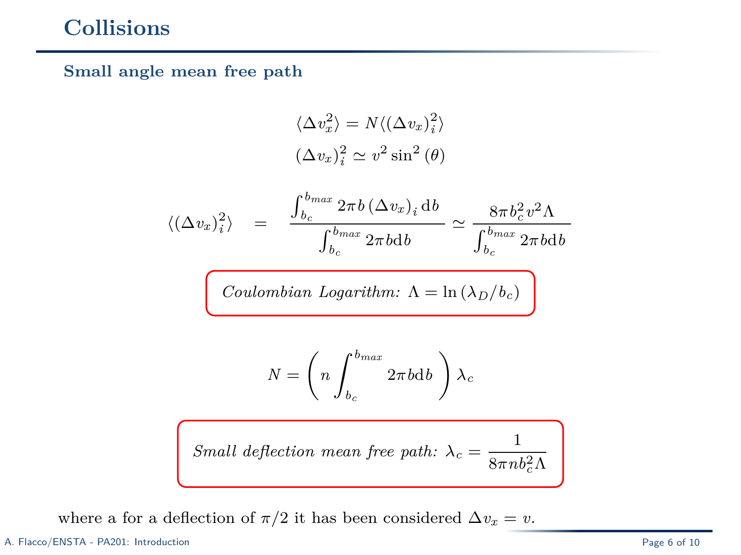# Collisions

### Small angle mean free path

$$\langle \Delta v_x^2 \rangle = N \langle (\Delta v_x)_i^2 \rangle$$

$$(\Delta v_x)_i^2 \simeq v^2 \sin^2(\theta)$$

$$\langle (\Delta v_x)_i^2 \rangle = \frac{\int_{b_c}^{b_{max}} 2\pi b \, (\Delta v_x)_i \, \mathrm{d}b}{\int_{b_c}^{b_{max}} 2\pi b \mathrm{d}b} \simeq \frac{8\pi b_c^2 v^2 \Lambda}{\int_{b_c}^{b_{max}} 2\pi b \mathrm{d}b}$$

*Coulombian Logarithm:* $\Lambda = \ln(\lambda_D / b_c)$

$$N = \left( n \int_{b_c}^{b_{max}} 2\pi b \mathrm{d}b \right) \lambda_c$$

*Small deflection mean free path:* $\lambda_c = \dfrac{1}{8\pi n b_c^2 \Lambda}$

where a for a deflection of $\pi/2$ it has been considered $\Delta v_x = v$.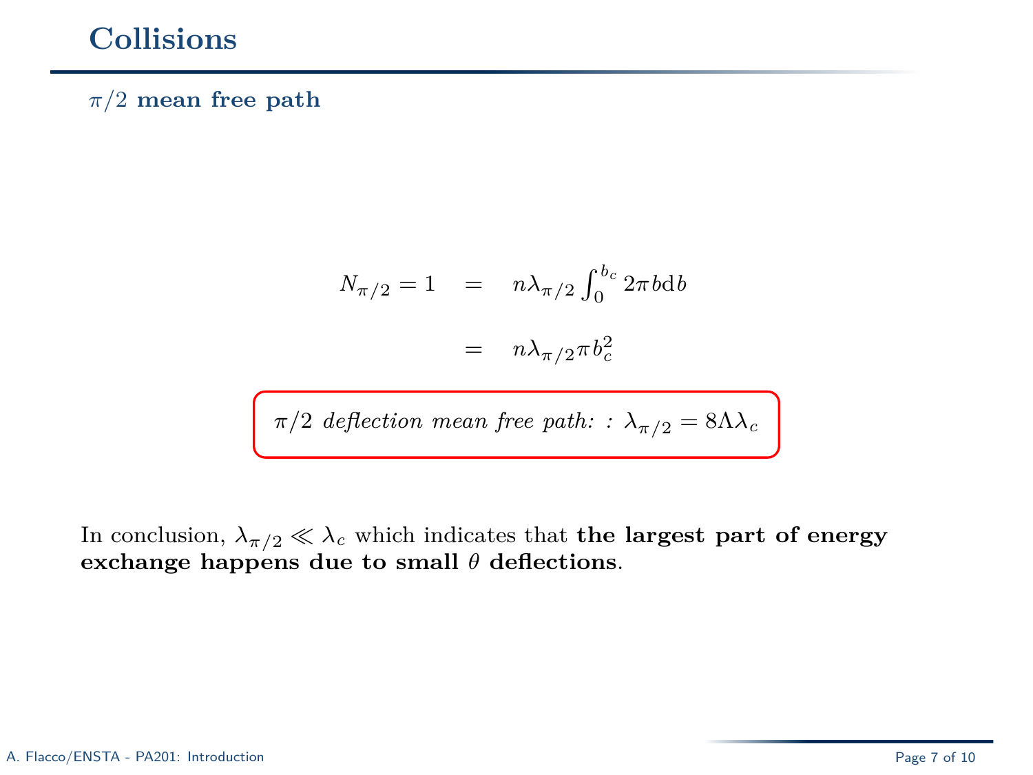# Collisions

## $\pi/2$ mean free path

$$
\begin{aligned}
N_{\pi/2} = 1 \quad &= \quad n\lambda_{\pi/2} \int_0^{b_c} 2\pi b \mathrm{d}b \\
&= \quad n\lambda_{\pi/2} \pi b_c^2
\end{aligned}
$$

*$\pi/2$ deflection mean free path: :* $\lambda_{\pi/2} = 8\Lambda\lambda_c$

In conclusion, $\lambda_{\pi/2} \ll \lambda_c$ which indicates that **the largest part of energy exchange happens due to small $\theta$ deflections**.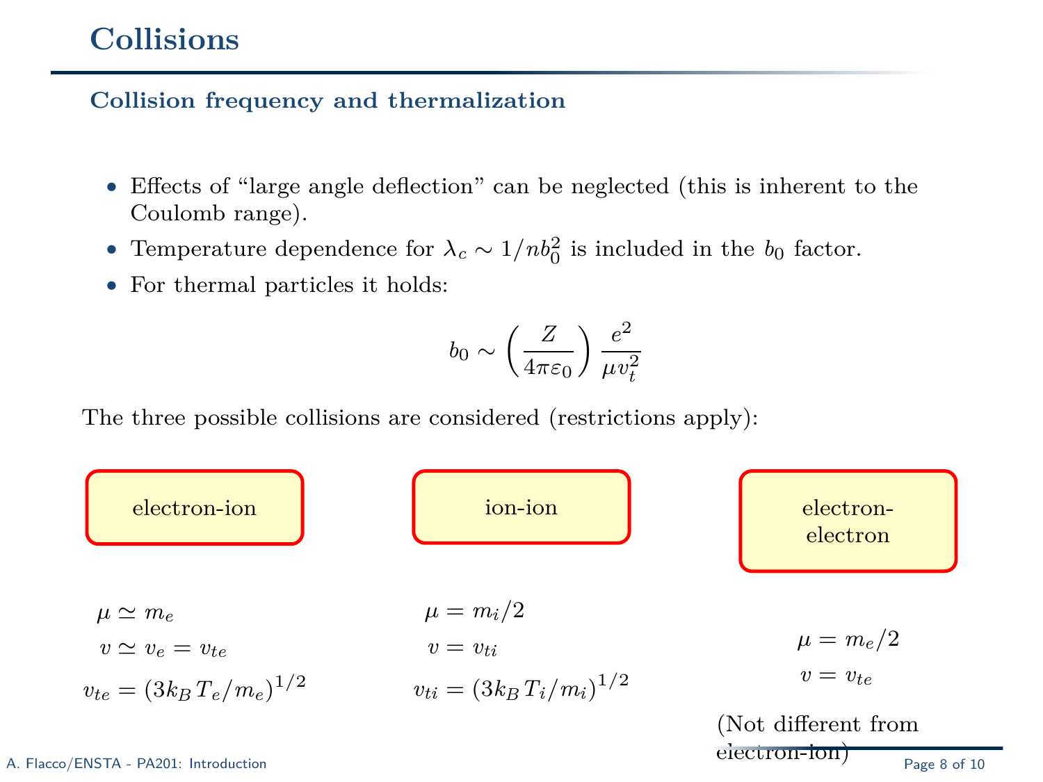# Collisions

## Collision frequency and thermalization

- Effects of "large angle deflection" can be neglected (this is inherent to the Coulomb range).
- Temperature dependence for $\lambda_c \sim 1/nb_0^2$ is included in the $b_0$ factor.
- For thermal particles it holds:

$$b_0 \sim \left(\frac{Z}{4\pi\varepsilon_0}\right)\frac{e^2}{\mu v_t^2}$$

The three possible collisions are considered (restrictions apply):

**electron-ion**

$\mu \simeq m_e$

$v \simeq v_e = v_{te}$

$v_{te} = (3k_B T_e/m_e)^{1/2}$

**ion-ion**

$\mu = m_i/2$

$v = v_{ti}$

$v_{ti} = (3k_B T_i/m_i)^{1/2}$

**electron-electron**

$\mu = m_e/2$

$v = v_{te}$

(Not different from electron-ion)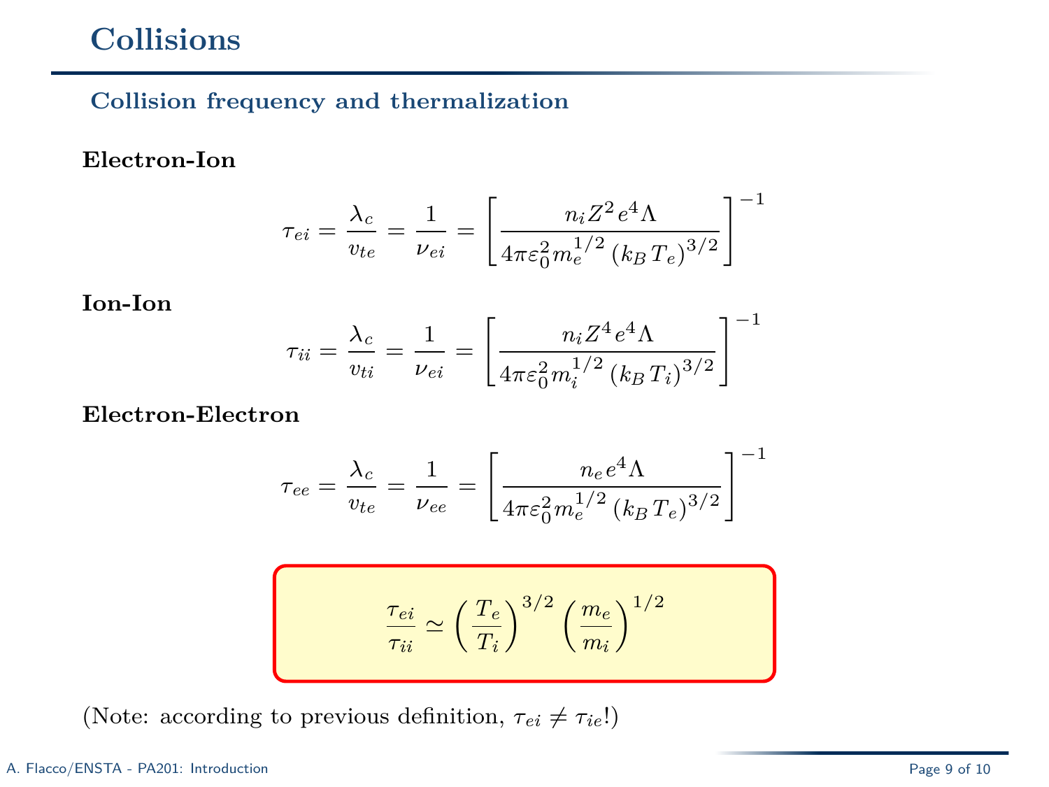# Collisions

## Collision frequency and thermalization

**Electron-Ion**

$$\tau_{ei} = \frac{\lambda_c}{v_{te}} = \frac{1}{\nu_{ei}} = \left[ \frac{n_i Z^2 e^4 \Lambda}{4\pi\varepsilon_0^2 m_e^{1/2} \left(k_B T_e\right)^{3/2}} \right]^{-1}$$

**Ion-Ion**

$$\tau_{ii} = \frac{\lambda_c}{v_{ti}} = \frac{1}{\nu_{ei}} = \left[ \frac{n_i Z^4 e^4 \Lambda}{4\pi\varepsilon_0^2 m_i^{1/2} \left(k_B T_i\right)^{3/2}} \right]^{-1}$$

**Electron-Electron**

$$\tau_{ee} = \frac{\lambda_c}{v_{te}} = \frac{1}{\nu_{ee}} = \left[ \frac{n_e e^4 \Lambda}{4\pi\varepsilon_0^2 m_e^{1/2} \left(k_B T_e\right)^{3/2}} \right]^{-1}$$

$$\frac{\tau_{ei}}{\tau_{ii}} \simeq \left( \frac{T_e}{T_i} \right)^{3/2} \left( \frac{m_e}{m_i} \right)^{1/2}$$

(Note: according to previous definition, $\tau_{ei} \neq \tau_{ie}$!)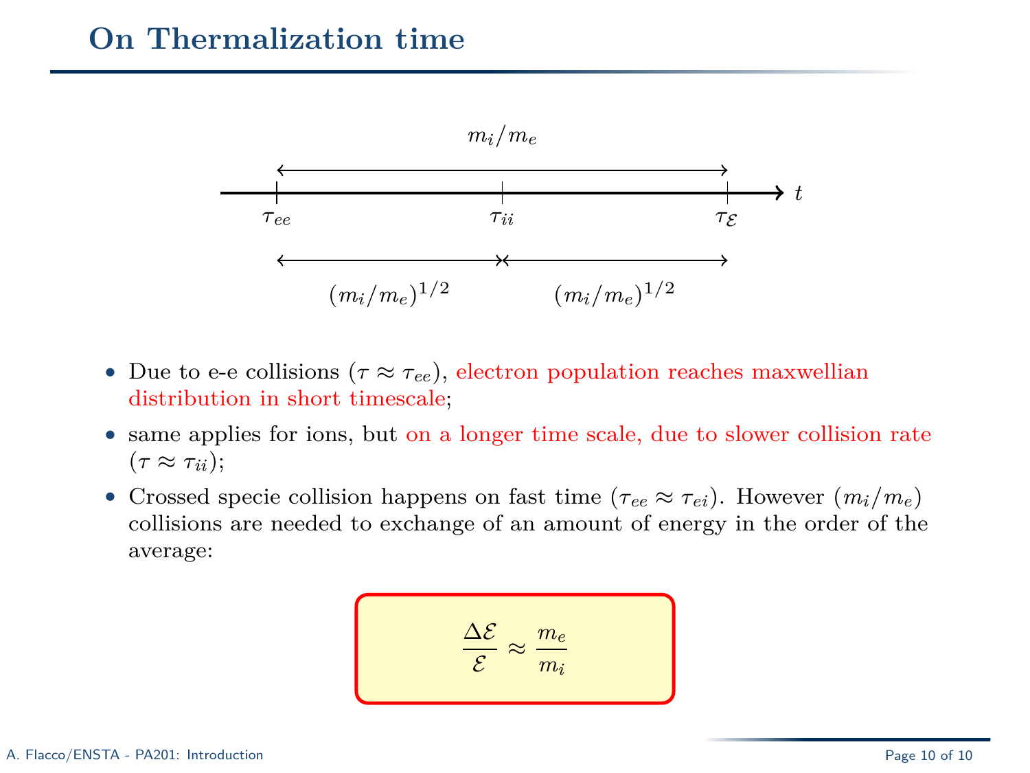# On Thermalization time

$m_i/m_e$

$t$

$\tau_{ee}$

$\tau_{ii}$

$\tau_{\mathcal{E}}$

$(m_i/m_e)^{1/2}$

$(m_i/m_e)^{1/2}$

- Due to e-e collisions ($\tau \approx \tau_{ee}$), electron population reaches maxwellian distribution in short timescale;
- same applies for ions, but on a longer time scale, due to slower collision rate ($\tau \approx \tau_{ii}$);
- Crossed specie collision happens on fast time ($\tau_{ee} \approx \tau_{ei}$). However ($m_i/m_e$) collisions are needed to exchange of an amount of energy in the order of the average:

$$\frac{\Delta \mathcal{E}}{\mathcal{E}} \approx \frac{m_e}{m_i}$$